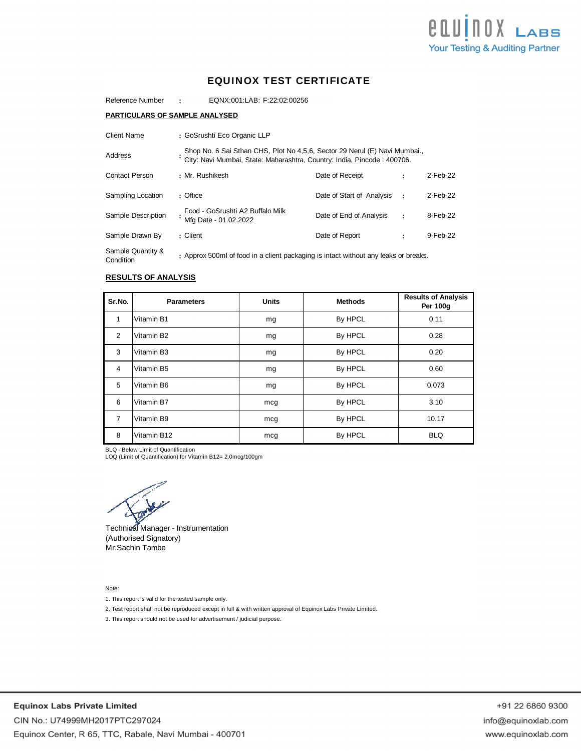Equinox Labs
Your Testing & Auditing Partner

# EQUINOX TEST CERTIFICATE

Reference Number : EQNX:001:LAB: F:22:02:00256

## PARTICULARS OF SAMPLE ANALYSED

| | | | |
|---|---|---|---|
| Client Name | : GoSrushti Eco Organic LLP | | |
| Address | : Shop No. 6 Sai Sthan CHS, Plot No 4,5,6, Sector 29 Nerul (E) Navi Mumbai., City: Navi Mumbai, State: Maharashtra, Country: India, Pincode : 400706. | | |
| Contact Person | : Mr. Rushikesh | Date of Receipt | : 2-Feb-22 |
| Sampling Location | : Office | Date of Start of Analysis | : 2-Feb-22 |
| Sample Description | : Food - GoSrushti A2 Buffalo Milk Mfg Date - 01.02.2022 | Date of End of Analysis | : 8-Feb-22 |
| Sample Drawn By | : Client | Date of Report | : 9-Feb-22 |
| Sample Quantity & Condition | : Approx 500ml of food in a client packaging is intact without any leaks or breaks. | | |

## RESULTS OF ANALYSIS

| Sr.No. | Parameters | Units | Methods | Results of Analysis Per 100g |
|---|---|---|---|---|
| 1 | Vitamin B1 | mg | By HPCL | 0.11 |
| 2 | Vitamin B2 | mg | By HPCL | 0.28 |
| 3 | Vitamin B3 | mg | By HPCL | 0.20 |
| 4 | Vitamin B5 | mg | By HPCL | 0.60 |
| 5 | Vitamin B6 | mg | By HPCL | 0.073 |
| 6 | Vitamin B7 | mcg | By HPCL | 3.10 |
| 7 | Vitamin B9 | mcg | By HPCL | 10.17 |
| 8 | Vitamin B12 | mcg | By HPCL | BLQ |

BLQ - Below Limit of Quantification
LOQ (Limit of Quantification) for Vitamin B12= 2.0mcg/100gm

Technical Manager - Instrumentation
(Authorised Signatory)
Mr.Sachin Tambe

Note:

1. This report is valid for the tested sample only.
2. Test report shall not be reproduced except in full & with written approval of Equinox Labs Private Limited.
3. This report should not be used for advertisement / judicial purpose.

**Equinox Labs Private Limited**
CIN No.: U74999MH2017PTC297024
Equinox Center, R 65, TTC, Rabale, Navi Mumbai - 400701

+91 22 6860 9300
info@equinoxlab.com
www.equinoxlab.com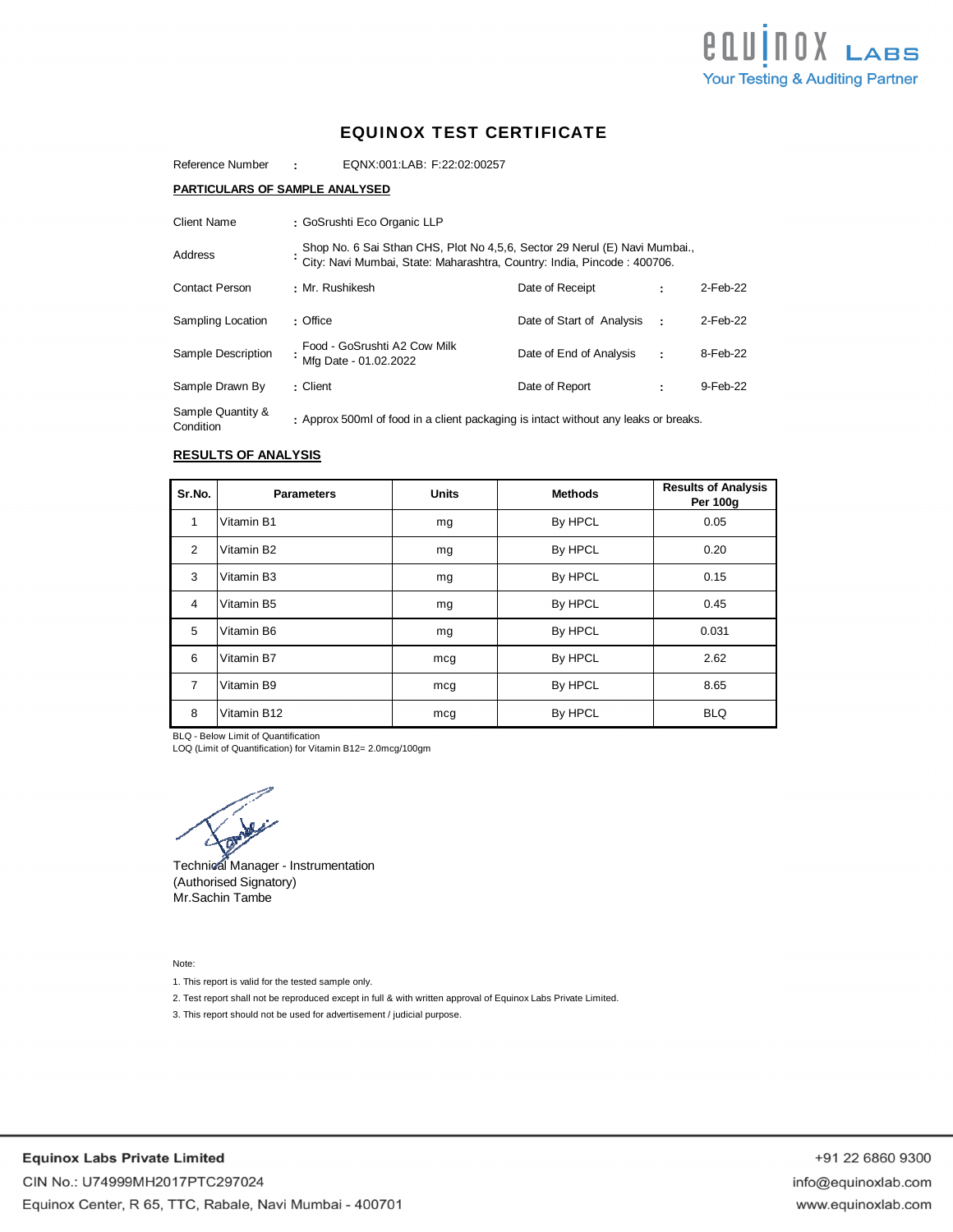equinox LABS
Your Testing & Auditing Partner

# EQUINOX TEST CERTIFICATE

Reference Number : EQNX:001:LAB: F:22:02:00257

**PARTICULARS OF SAMPLE ANALYSED**

| | | | |
|---|---|---|---|
| Client Name | : GoSrushti Eco Organic LLP | | |
| Address | : Shop No. 6 Sai Sthan CHS, Plot No 4,5,6, Sector 29 Nerul (E) Navi Mumbai., City: Navi Mumbai, State: Maharashtra, Country: India, Pincode : 400706. | | |
| Contact Person | : Mr. Rushikesh | Date of Receipt | : 2-Feb-22 |
| Sampling Location | : Office | Date of Start of Analysis | : 2-Feb-22 |
| Sample Description | : Food - GoSrushti A2 Cow Milk Mfg Date - 01.02.2022 | Date of End of Analysis | : 8-Feb-22 |
| Sample Drawn By | : Client | Date of Report | : 9-Feb-22 |
| Sample Quantity & Condition | : Approx 500ml of food in a client packaging is intact without any leaks or breaks. | | |

**RESULTS OF ANALYSIS**

| Sr.No. | Parameters | Units | Methods | Results of Analysis Per 100g |
|---|---|---|---|---|
| 1 | Vitamin B1 | mg | By HPCL | 0.05 |
| 2 | Vitamin B2 | mg | By HPCL | 0.20 |
| 3 | Vitamin B3 | mg | By HPCL | 0.15 |
| 4 | Vitamin B5 | mg | By HPCL | 0.45 |
| 5 | Vitamin B6 | mg | By HPCL | 0.031 |
| 6 | Vitamin B7 | mcg | By HPCL | 2.62 |
| 7 | Vitamin B9 | mcg | By HPCL | 8.65 |
| 8 | Vitamin B12 | mcg | By HPCL | BLQ |

BLQ - Below Limit of Quantification
LOQ (Limit of Quantification) for Vitamin B12= 2.0mcg/100gm

Technical Manager - Instrumentation
(Authorised Signatory)
Mr.Sachin Tambe

Note:

1. This report is valid for the tested sample only.
2. Test report shall not be reproduced except in full & with written approval of Equinox Labs Private Limited.
3. This report should not be used for advertisement / judicial purpose.

**Equinox Labs Private Limited**
CIN No.: U74999MH2017PTC297024
Equinox Center, R 65, TTC, Rabale, Navi Mumbai - 400701

+91 22 6860 9300
info@equinoxlab.com
www.equinoxlab.com